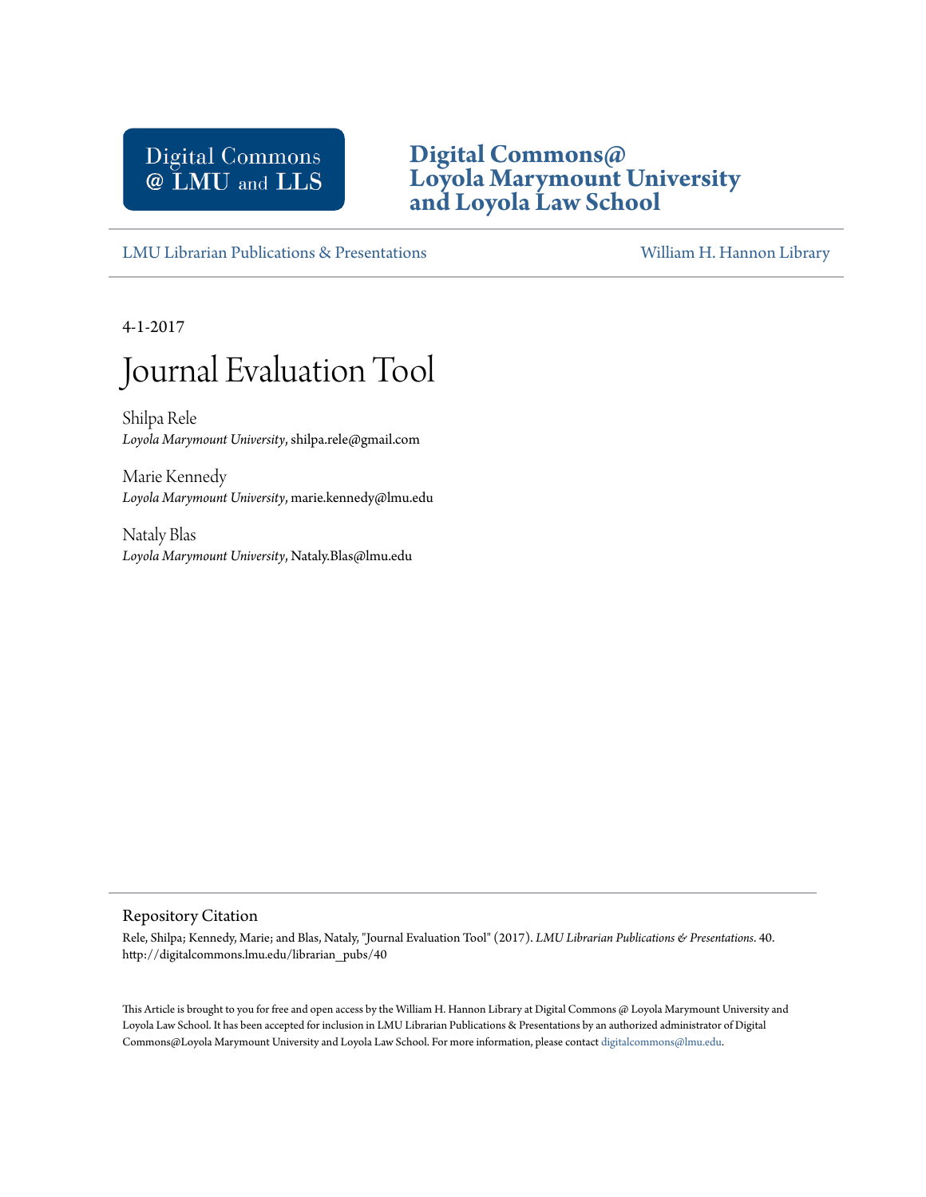Digital Commons @ LMU and LLS

**Digital Commons@ Loyola Marymount University and Loyola Law School**

LMU Librarian Publications & Presentations | William H. Hannon Library

4-1-2017

# Journal Evaluation Tool

Shilpa Rele
*Loyola Marymount University*, shilpa.rele@gmail.com

Marie Kennedy
*Loyola Marymount University*, marie.kennedy@lmu.edu

Nataly Blas
*Loyola Marymount University*, Nataly.Blas@lmu.edu

## Repository Citation

Rele, Shilpa; Kennedy, Marie; and Blas, Nataly, "Journal Evaluation Tool" (2017). *LMU Librarian Publications & Presentations*. 40.
http://digitalcommons.lmu.edu/librarian_pubs/40

This Article is brought to you for free and open access by the William H. Hannon Library at Digital Commons @ Loyola Marymount University and Loyola Law School. It has been accepted for inclusion in LMU Librarian Publications & Presentations by an authorized administrator of Digital Commons@Loyola Marymount University and Loyola Law School. For more information, please contact digitalcommons@lmu.edu.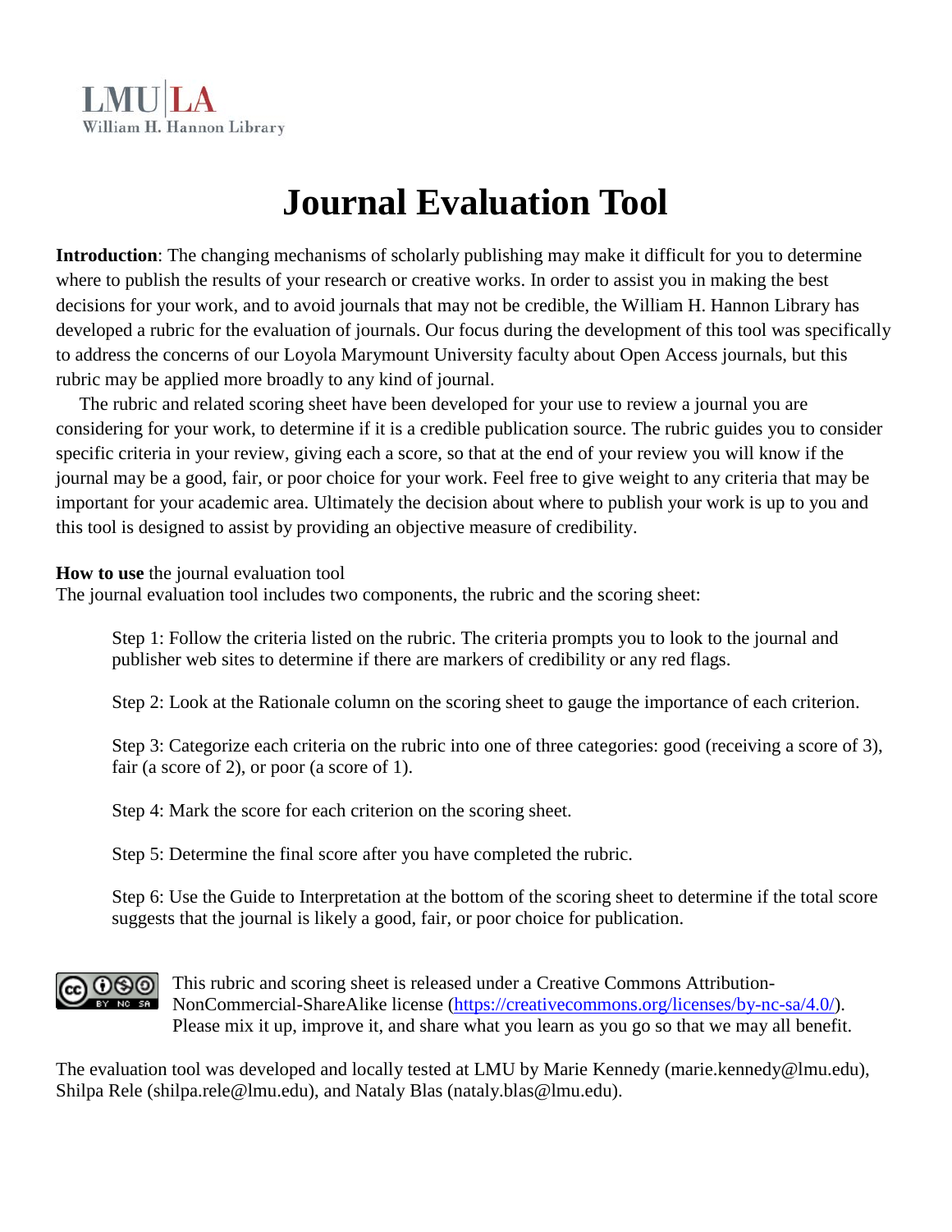LMU|LA
William H. Hannon Library

# Journal Evaluation Tool

**Introduction**: The changing mechanisms of scholarly publishing may make it difficult for you to determine where to publish the results of your research or creative works. In order to assist you in making the best decisions for your work, and to avoid journals that may not be credible, the William H. Hannon Library has developed a rubric for the evaluation of journals. Our focus during the development of this tool was specifically to address the concerns of our Loyola Marymount University faculty about Open Access journals, but this rubric may be applied more broadly to any kind of journal.

The rubric and related scoring sheet have been developed for your use to review a journal you are considering for your work, to determine if it is a credible publication source. The rubric guides you to consider specific criteria in your review, giving each a score, so that at the end of your review you will know if the journal may be a good, fair, or poor choice for your work. Feel free to give weight to any criteria that may be important for your academic area. Ultimately the decision about where to publish your work is up to you and this tool is designed to assist by providing an objective measure of credibility.

**How to use** the journal evaluation tool
The journal evaluation tool includes two components, the rubric and the scoring sheet:

Step 1: Follow the criteria listed on the rubric. The criteria prompts you to look to the journal and publisher web sites to determine if there are markers of credibility or any red flags.

Step 2: Look at the Rationale column on the scoring sheet to gauge the importance of each criterion.

Step 3: Categorize each criteria on the rubric into one of three categories: good (receiving a score of 3), fair (a score of 2), or poor (a score of 1).

Step 4: Mark the score for each criterion on the scoring sheet.

Step 5: Determine the final score after you have completed the rubric.

Step 6: Use the Guide to Interpretation at the bottom of the scoring sheet to determine if the total score suggests that the journal is likely a good, fair, or poor choice for publication.

This rubric and scoring sheet is released under a Creative Commons Attribution-NonCommercial-ShareAlike license (https://creativecommons.org/licenses/by-nc-sa/4.0/). Please mix it up, improve it, and share what you learn as you go so that we may all benefit.

The evaluation tool was developed and locally tested at LMU by Marie Kennedy (marie.kennedy@lmu.edu), Shilpa Rele (shilpa.rele@lmu.edu), and Nataly Blas (nataly.blas@lmu.edu).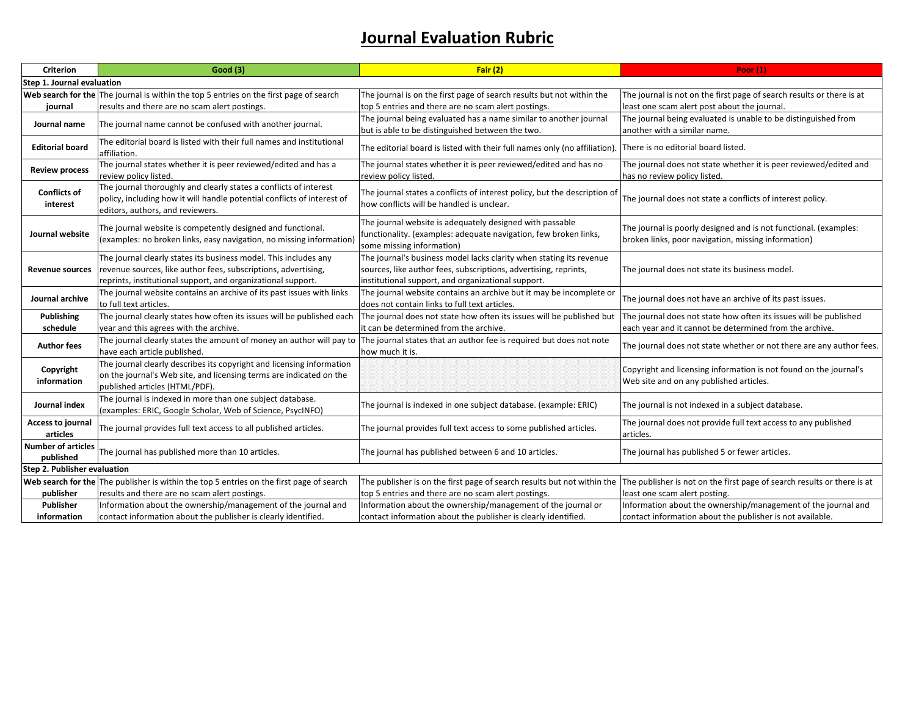# Journal Evaluation Rubric

| Criterion | Good (3) | Fair (2) | Poor (1) |
|---|---|---|---|
| **Step 1. Journal evaluation** | | | |
| **Web search for the journal** | The journal is within the top 5 entries on the first page of search results and there are no scam alert postings. | The journal is on the first page of search results but not within the top 5 entries and there are no scam alert postings. | The journal is not on the first page of search results or there is at least one scam alert post about the journal. |
| **Journal name** | The journal name cannot be confused with another journal. | The journal being evaluated has a name similar to another journal but is able to be distinguished between the two. | The journal being evaluated is unable to be distinguished from another with a similar name. |
| **Editorial board** | The editorial board is listed with their full names and institutional affiliation. | The editorial board is listed with their full names only (no affiliation). | There is no editorial board listed. |
| **Review process** | The journal states whether it is peer reviewed/edited and has a review policy listed. | The journal states whether it is peer reviewed/edited and has no review policy listed. | The journal does not state whether it is peer reviewed/edited and has no review policy listed. |
| **Conflicts of interest** | The journal thoroughly and clearly states a conflicts of interest policy, including how it will handle potential conflicts of interest of editors, authors, and reviewers. | The journal states a conflicts of interest policy, but the description of how conflicts will be handled is unclear. | The journal does not state a conflicts of interest policy. |
| **Journal website** | The journal website is competently designed and functional. (examples: no broken links, easy navigation, no missing information) | The journal website is adequately designed with passable functionality. (examples: adequate navigation, few broken links, some missing information) | The journal is poorly designed and is not functional. (examples: broken links, poor navigation, missing information) |
| **Revenue sources** | The journal clearly states its business model. This includes any revenue sources, like author fees, subscriptions, advertising, reprints, institutional support, and organizational support. | The journal's business model lacks clarity when stating its revenue sources, like author fees, subscriptions, advertising, reprints, institutional support, and organizational support. | The journal does not state its business model. |
| **Journal archive** | The journal website contains an archive of its past issues with links to full text articles. | The journal website contains an archive but it may be incomplete or does not contain links to full text articles. | The journal does not have an archive of its past issues. |
| **Publishing schedule** | The journal clearly states how often its issues will be published each year and this agrees with the archive. | The journal does not state how often its issues will be published but it can be determined from the archive. | The journal does not state how often its issues will be published each year and it cannot be determined from the archive. |
| **Author fees** | The journal clearly states the amount of money an author will pay to have each article published. | The journal states that an author fee is required but does not note how much it is. | The journal does not state whether or not there are any author fees. |
| **Copyright information** | The journal clearly describes its copyright and licensing information on the journal's Web site, and licensing terms are indicated on the published articles (HTML/PDF). | | Copyright and licensing information is not found on the journal's Web site and on any published articles. |
| **Journal index** | The journal is indexed in more than one subject database. (examples: ERIC, Google Scholar, Web of Science, PsycINFO) | The journal is indexed in one subject database. (example: ERIC) | The journal is not indexed in a subject database. |
| **Access to journal articles** | The journal provides full text access to all published articles. | The journal provides full text access to some published articles. | The journal does not provide full text access to any published articles. |
| **Number of articles published** | The journal has published more than 10 articles. | The journal has published between 6 and 10 articles. | The journal has published 5 or fewer articles. |
| **Step 2. Publisher evaluation** | | | |
| **Web search for the publisher** | The publisher is within the top 5 entries on the first page of search results and there are no scam alert postings. | The publisher is on the first page of search results but not within the top 5 entries and there are no scam alert postings. | The publisher is not on the first page of search results or there is at least one scam alert posting. |
| **Publisher information** | Information about the ownership/management of the journal and contact information about the publisher is clearly identified. | Information about the ownership/management of the journal or contact information about the publisher is clearly identified. | Information about the ownership/management of the journal and contact information about the publisher is not available. |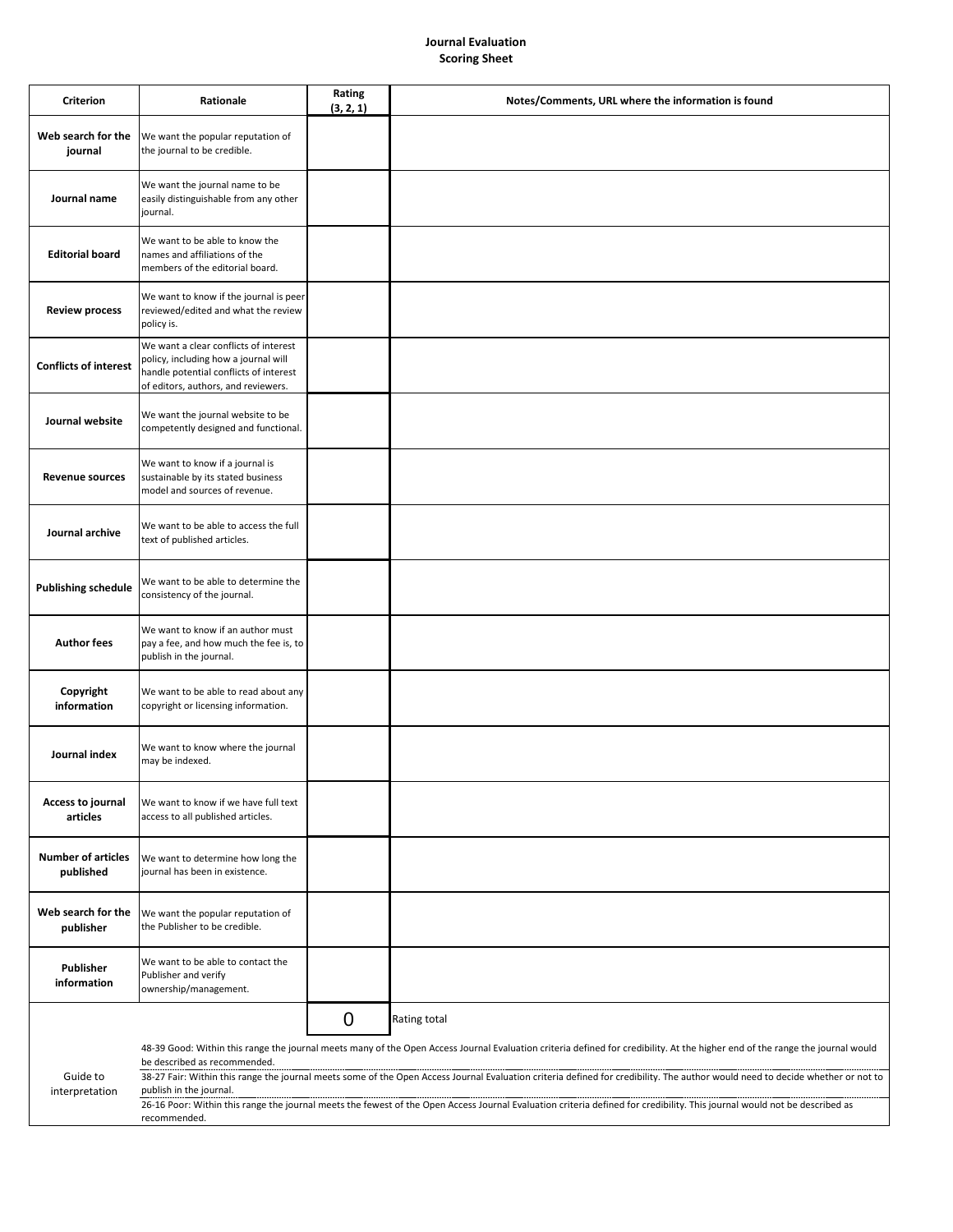**Journal Evaluation**
**Scoring Sheet**

| Criterion | Rationale | Rating (3, 2, 1) | Notes/Comments, URL where the information is found |
|---|---|---|---|
| **Web search for the journal** | We want the popular reputation of the journal to be credible. | | |
| **Journal name** | We want the journal name to be easily distinguishable from any other journal. | | |
| **Editorial board** | We want to be able to know the names and affiliations of the members of the editorial board. | | |
| **Review process** | We want to know if the journal is peer reviewed/edited and what the review policy is. | | |
| **Conflicts of interest** | We want a clear conflicts of interest policy, including how a journal will handle potential conflicts of interest of editors, authors, and reviewers. | | |
| **Journal website** | We want the journal website to be competently designed and functional. | | |
| **Revenue sources** | We want to know if a journal is sustainable by its stated business model and sources of revenue. | | |
| **Journal archive** | We want to be able to access the full text of published articles. | | |
| **Publishing schedule** | We want to be able to determine the consistency of the journal. | | |
| **Author fees** | We want to know if an author must pay a fee, and how much the fee is, to publish in the journal. | | |
| **Copyright information** | We want to be able to read about any copyright or licensing information. | | |
| **Journal index** | We want to know where the journal may be indexed. | | |
| **Access to journal articles** | We want to know if we have full text access to all published articles. | | |
| **Number of articles published** | We want to determine how long the journal has been in existence. | | |
| **Web search for the publisher** | We want the popular reputation of the Publisher to be credible. | | |
| **Publisher information** | We want to be able to contact the Publisher and verify ownership/management. | | |
| | | 0 | Rating total |

**Guide to interpretation**

48-39 Good: Within this range the journal meets many of the Open Access Journal Evaluation criteria defined for credibility. At the higher end of the range the journal would be described as recommended.

38-27 Fair: Within this range the journal meets some of the Open Access Journal Evaluation criteria defined for credibility. The author would need to decide whether or not to publish in the journal.

26-16 Poor: Within this range the journal meets the fewest of the Open Access Journal Evaluation criteria defined for credibility. This journal would not be described as recommended.